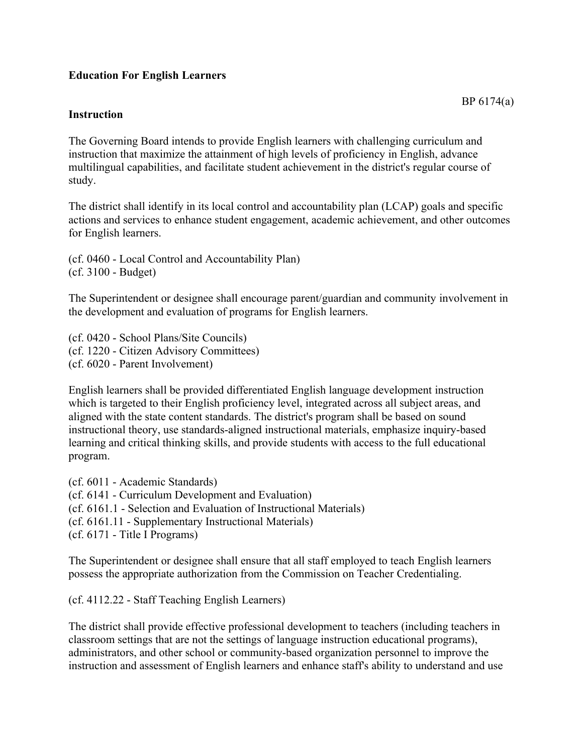**Education For English Learners**

BP 6174(a)

**Instruction**

The Governing Board intends to provide English learners with challenging curriculum and instruction that maximize the attainment of high levels of proficiency in English, advance multilingual capabilities, and facilitate student achievement in the district's regular course of study.

The district shall identify in its local control and accountability plan (LCAP) goals and specific actions and services to enhance student engagement, academic achievement, and other outcomes for English learners.

(cf. 0460 - Local Control and Accountability Plan)
(cf. 3100 - Budget)

The Superintendent or designee shall encourage parent/guardian and community involvement in the development and evaluation of programs for English learners.

(cf. 0420 - School Plans/Site Councils)
(cf. 1220 - Citizen Advisory Committees)
(cf. 6020 - Parent Involvement)

English learners shall be provided differentiated English language development instruction which is targeted to their English proficiency level, integrated across all subject areas, and aligned with the state content standards. The district's program shall be based on sound instructional theory, use standards-aligned instructional materials, emphasize inquiry-based learning and critical thinking skills, and provide students with access to the full educational program.

(cf. 6011 - Academic Standards)
(cf. 6141 - Curriculum Development and Evaluation)
(cf. 6161.1 - Selection and Evaluation of Instructional Materials)
(cf. 6161.11 - Supplementary Instructional Materials)
(cf. 6171 - Title I Programs)

The Superintendent or designee shall ensure that all staff employed to teach English learners possess the appropriate authorization from the Commission on Teacher Credentialing.

(cf. 4112.22 - Staff Teaching English Learners)

The district shall provide effective professional development to teachers (including teachers in classroom settings that are not the settings of language instruction educational programs), administrators, and other school or community-based organization personnel to improve the instruction and assessment of English learners and enhance staff's ability to understand and use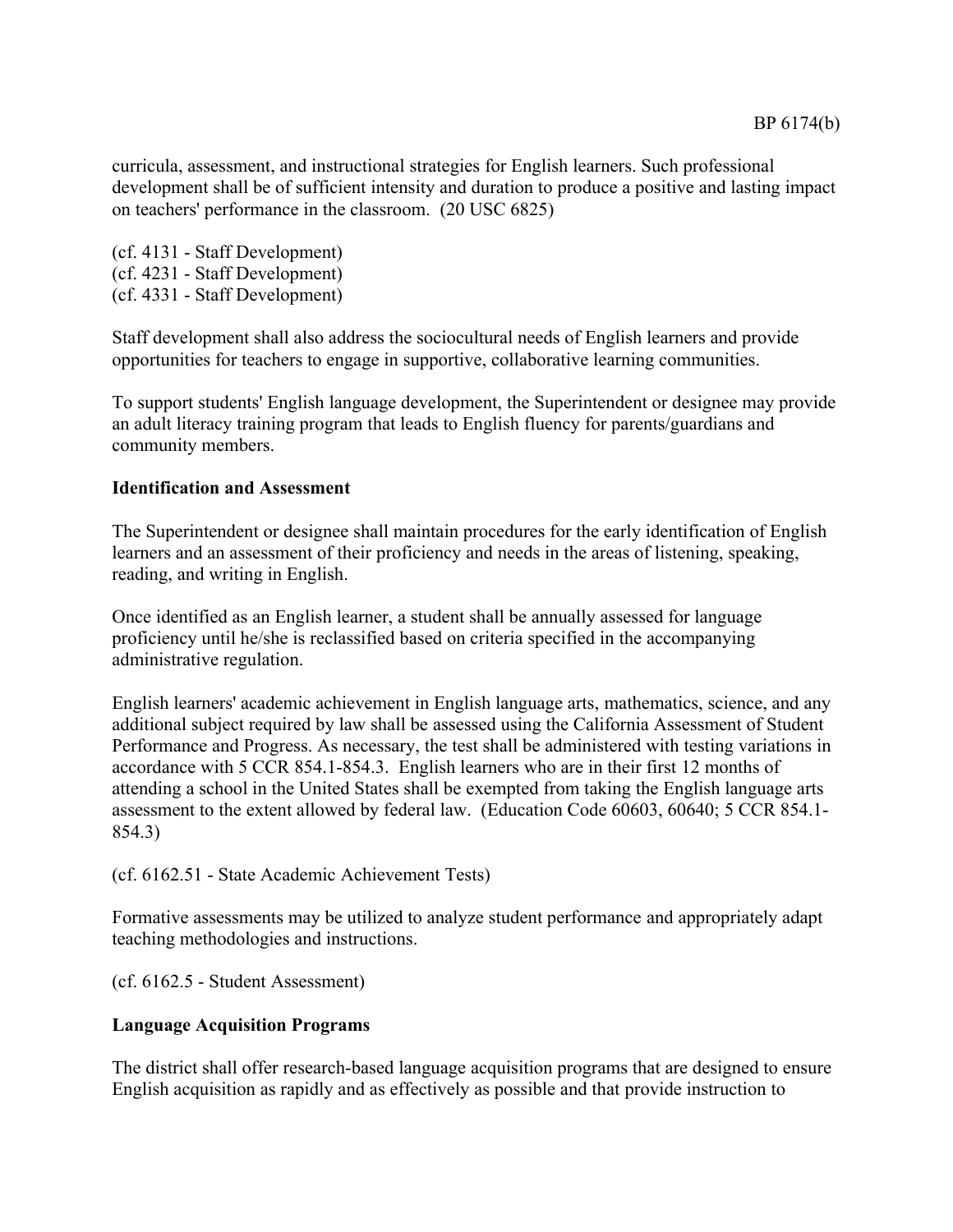curricula, assessment, and instructional strategies for English learners. Such professional development shall be of sufficient intensity and duration to produce a positive and lasting impact on teachers' performance in the classroom. (20 USC 6825)

(cf. 4131 - Staff Development)
(cf. 4231 - Staff Development)
(cf. 4331 - Staff Development)

Staff development shall also address the sociocultural needs of English learners and provide opportunities for teachers to engage in supportive, collaborative learning communities.

To support students' English language development, the Superintendent or designee may provide an adult literacy training program that leads to English fluency for parents/guardians and community members.

**Identification and Assessment**

The Superintendent or designee shall maintain procedures for the early identification of English learners and an assessment of their proficiency and needs in the areas of listening, speaking, reading, and writing in English.

Once identified as an English learner, a student shall be annually assessed for language proficiency until he/she is reclassified based on criteria specified in the accompanying administrative regulation.

English learners' academic achievement in English language arts, mathematics, science, and any additional subject required by law shall be assessed using the California Assessment of Student Performance and Progress. As necessary, the test shall be administered with testing variations in accordance with 5 CCR 854.1-854.3. English learners who are in their first 12 months of attending a school in the United States shall be exempted from taking the English language arts assessment to the extent allowed by federal law. (Education Code 60603, 60640; 5 CCR 854.1-854.3)

(cf. 6162.51 - State Academic Achievement Tests)

Formative assessments may be utilized to analyze student performance and appropriately adapt teaching methodologies and instructions.

(cf. 6162.5 - Student Assessment)

**Language Acquisition Programs**

The district shall offer research-based language acquisition programs that are designed to ensure English acquisition as rapidly and as effectively as possible and that provide instruction to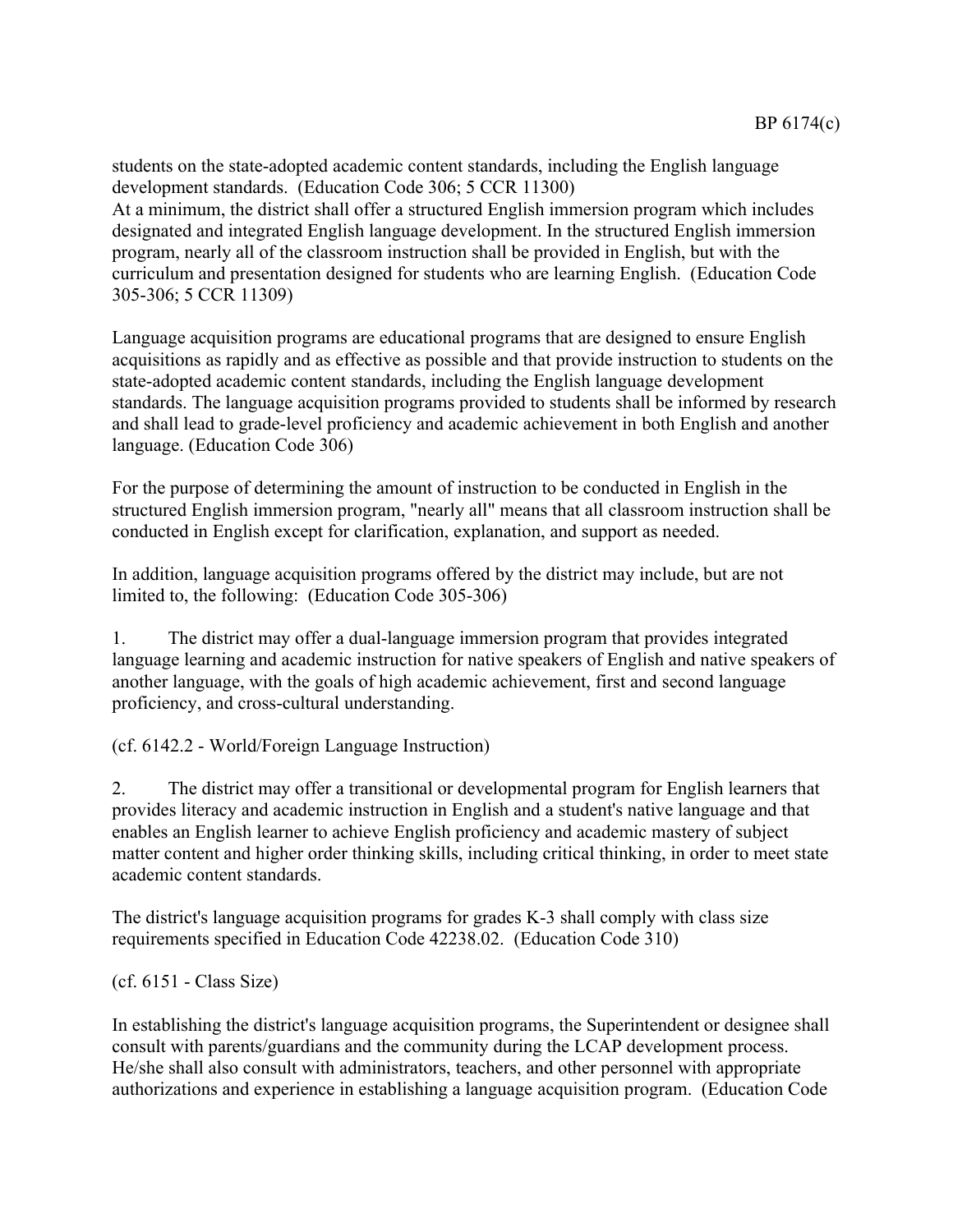students on the state-adopted academic content standards, including the English language development standards. (Education Code 306; 5 CCR 11300)
At a minimum, the district shall offer a structured English immersion program which includes designated and integrated English language development. In the structured English immersion program, nearly all of the classroom instruction shall be provided in English, but with the curriculum and presentation designed for students who are learning English. (Education Code 305-306; 5 CCR 11309)

Language acquisition programs are educational programs that are designed to ensure English acquisitions as rapidly and as effective as possible and that provide instruction to students on the state-adopted academic content standards, including the English language development standards. The language acquisition programs provided to students shall be informed by research and shall lead to grade-level proficiency and academic achievement in both English and another language. (Education Code 306)

For the purpose of determining the amount of instruction to be conducted in English in the structured English immersion program, "nearly all" means that all classroom instruction shall be conducted in English except for clarification, explanation, and support as needed.

In addition, language acquisition programs offered by the district may include, but are not limited to, the following: (Education Code 305-306)

1. The district may offer a dual-language immersion program that provides integrated language learning and academic instruction for native speakers of English and native speakers of another language, with the goals of high academic achievement, first and second language proficiency, and cross-cultural understanding.

(cf. 6142.2 - World/Foreign Language Instruction)

2. The district may offer a transitional or developmental program for English learners that provides literacy and academic instruction in English and a student's native language and that enables an English learner to achieve English proficiency and academic mastery of subject matter content and higher order thinking skills, including critical thinking, in order to meet state academic content standards.

The district's language acquisition programs for grades K-3 shall comply with class size requirements specified in Education Code 42238.02. (Education Code 310)

(cf. 6151 - Class Size)

In establishing the district's language acquisition programs, the Superintendent or designee shall consult with parents/guardians and the community during the LCAP development process. He/she shall also consult with administrators, teachers, and other personnel with appropriate authorizations and experience in establishing a language acquisition program. (Education Code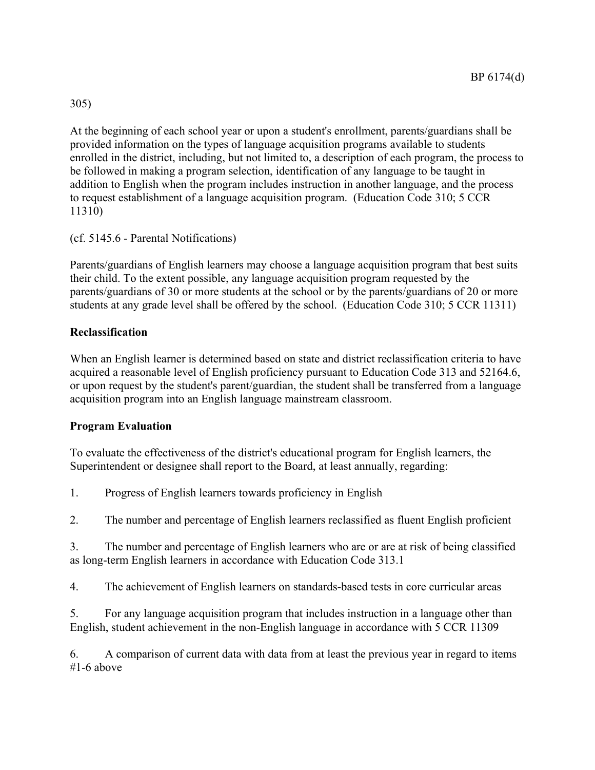305)

At the beginning of each school year or upon a student's enrollment, parents/guardians shall be provided information on the types of language acquisition programs available to students enrolled in the district, including, but not limited to, a description of each program, the process to be followed in making a program selection, identification of any language to be taught in addition to English when the program includes instruction in another language, and the process to request establishment of a language acquisition program. (Education Code 310; 5 CCR 11310)

(cf. 5145.6 - Parental Notifications)

Parents/guardians of English learners may choose a language acquisition program that best suits their child. To the extent possible, any language acquisition program requested by the parents/guardians of 30 or more students at the school or by the parents/guardians of 20 or more students at any grade level shall be offered by the school. (Education Code 310; 5 CCR 11311)

**Reclassification**

When an English learner is determined based on state and district reclassification criteria to have acquired a reasonable level of English proficiency pursuant to Education Code 313 and 52164.6, or upon request by the student's parent/guardian, the student shall be transferred from a language acquisition program into an English language mainstream classroom.

**Program Evaluation**

To evaluate the effectiveness of the district's educational program for English learners, the Superintendent or designee shall report to the Board, at least annually, regarding:

1. Progress of English learners towards proficiency in English

2. The number and percentage of English learners reclassified as fluent English proficient

3. The number and percentage of English learners who are or are at risk of being classified as long-term English learners in accordance with Education Code 313.1

4. The achievement of English learners on standards-based tests in core curricular areas

5. For any language acquisition program that includes instruction in a language other than English, student achievement in the non-English language in accordance with 5 CCR 11309

6. A comparison of current data with data from at least the previous year in regard to items #1-6 above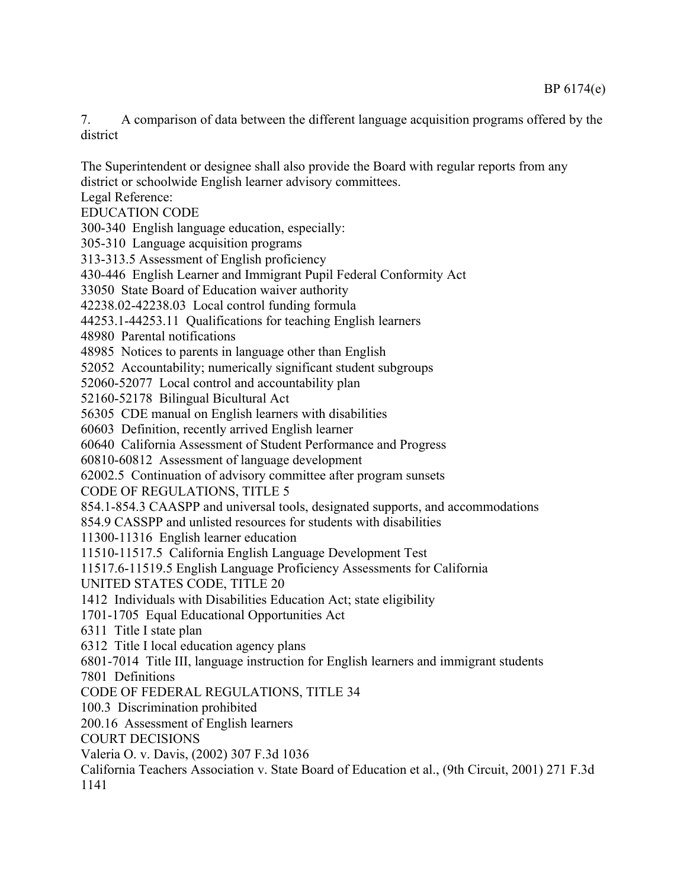7. A comparison of data between the different language acquisition programs offered by the district

The Superintendent or designee shall also provide the Board with regular reports from any district or schoolwide English learner advisory committees.

Legal Reference:

EDUCATION CODE

300-340 English language education, especially:

305-310 Language acquisition programs

313-313.5 Assessment of English proficiency

430-446 English Learner and Immigrant Pupil Federal Conformity Act

33050 State Board of Education waiver authority

42238.02-42238.03 Local control funding formula

44253.1-44253.11 Qualifications for teaching English learners

48980 Parental notifications

48985 Notices to parents in language other than English

52052 Accountability; numerically significant student subgroups

52060-52077 Local control and accountability plan

52160-52178 Bilingual Bicultural Act

56305 CDE manual on English learners with disabilities

60603 Definition, recently arrived English learner

60640 California Assessment of Student Performance and Progress

60810-60812 Assessment of language development

62002.5 Continuation of advisory committee after program sunsets

CODE OF REGULATIONS, TITLE 5

854.1-854.3 CAASPP and universal tools, designated supports, and accommodations

854.9 CASSPP and unlisted resources for students with disabilities

11300-11316 English learner education

11510-11517.5 California English Language Development Test

11517.6-11519.5 English Language Proficiency Assessments for California

UNITED STATES CODE, TITLE 20

1412 Individuals with Disabilities Education Act; state eligibility

1701-1705 Equal Educational Opportunities Act

6311 Title I state plan

6312 Title I local education agency plans

6801-7014 Title III, language instruction for English learners and immigrant students

7801 Definitions

CODE OF FEDERAL REGULATIONS, TITLE 34

100.3 Discrimination prohibited

200.16 Assessment of English learners

COURT DECISIONS

Valeria O. v. Davis, (2002) 307 F.3d 1036

California Teachers Association v. State Board of Education et al., (9th Circuit, 2001) 271 F.3d 1141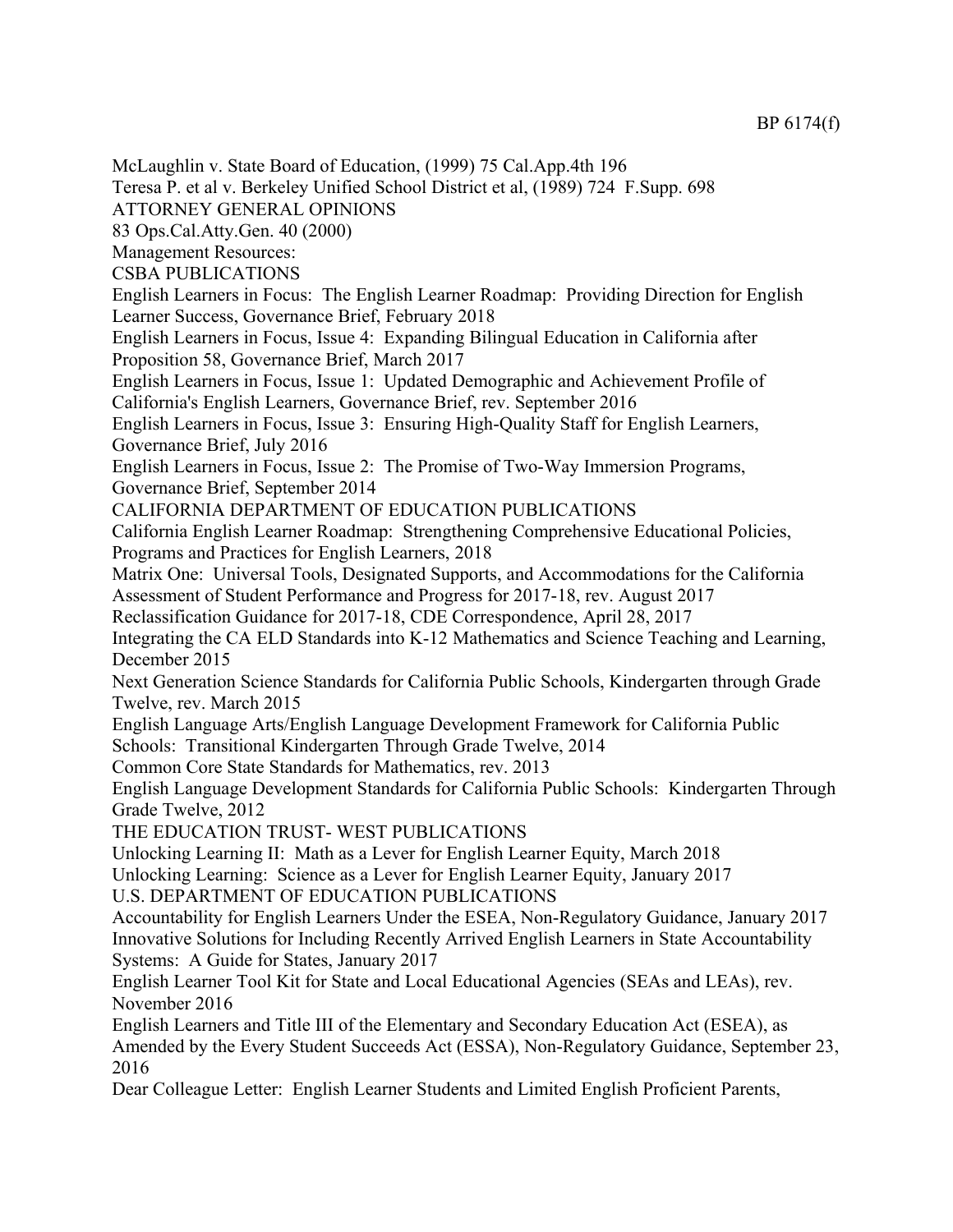McLaughlin v. State Board of Education, (1999) 75 Cal.App.4th 196

Teresa P. et al v. Berkeley Unified School District et al, (1989) 724 F.Supp. 698

ATTORNEY GENERAL OPINIONS

83 Ops.Cal.Atty.Gen. 40 (2000)

Management Resources:

CSBA PUBLICATIONS

English Learners in Focus: The English Learner Roadmap: Providing Direction for English Learner Success, Governance Brief, February 2018

English Learners in Focus, Issue 4: Expanding Bilingual Education in California after Proposition 58, Governance Brief, March 2017

English Learners in Focus, Issue 1: Updated Demographic and Achievement Profile of California's English Learners, Governance Brief, rev. September 2016

English Learners in Focus, Issue 3: Ensuring High-Quality Staff for English Learners, Governance Brief, July 2016

English Learners in Focus, Issue 2: The Promise of Two-Way Immersion Programs, Governance Brief, September 2014

CALIFORNIA DEPARTMENT OF EDUCATION PUBLICATIONS

California English Learner Roadmap: Strengthening Comprehensive Educational Policies, Programs and Practices for English Learners, 2018

Matrix One: Universal Tools, Designated Supports, and Accommodations for the California Assessment of Student Performance and Progress for 2017-18, rev. August 2017

Reclassification Guidance for 2017-18, CDE Correspondence, April 28, 2017

Integrating the CA ELD Standards into K-12 Mathematics and Science Teaching and Learning, December 2015

Next Generation Science Standards for California Public Schools, Kindergarten through Grade Twelve, rev. March 2015

English Language Arts/English Language Development Framework for California Public Schools: Transitional Kindergarten Through Grade Twelve, 2014

Common Core State Standards for Mathematics, rev. 2013

English Language Development Standards for California Public Schools: Kindergarten Through Grade Twelve, 2012

THE EDUCATION TRUST- WEST PUBLICATIONS

Unlocking Learning II: Math as a Lever for English Learner Equity, March 2018

Unlocking Learning: Science as a Lever for English Learner Equity, January 2017

U.S. DEPARTMENT OF EDUCATION PUBLICATIONS

Accountability for English Learners Under the ESEA, Non-Regulatory Guidance, January 2017

Innovative Solutions for Including Recently Arrived English Learners in State Accountability Systems: A Guide for States, January 2017

English Learner Tool Kit for State and Local Educational Agencies (SEAs and LEAs), rev. November 2016

English Learners and Title III of the Elementary and Secondary Education Act (ESEA), as Amended by the Every Student Succeeds Act (ESSA), Non-Regulatory Guidance, September 23, 2016

Dear Colleague Letter: English Learner Students and Limited English Proficient Parents,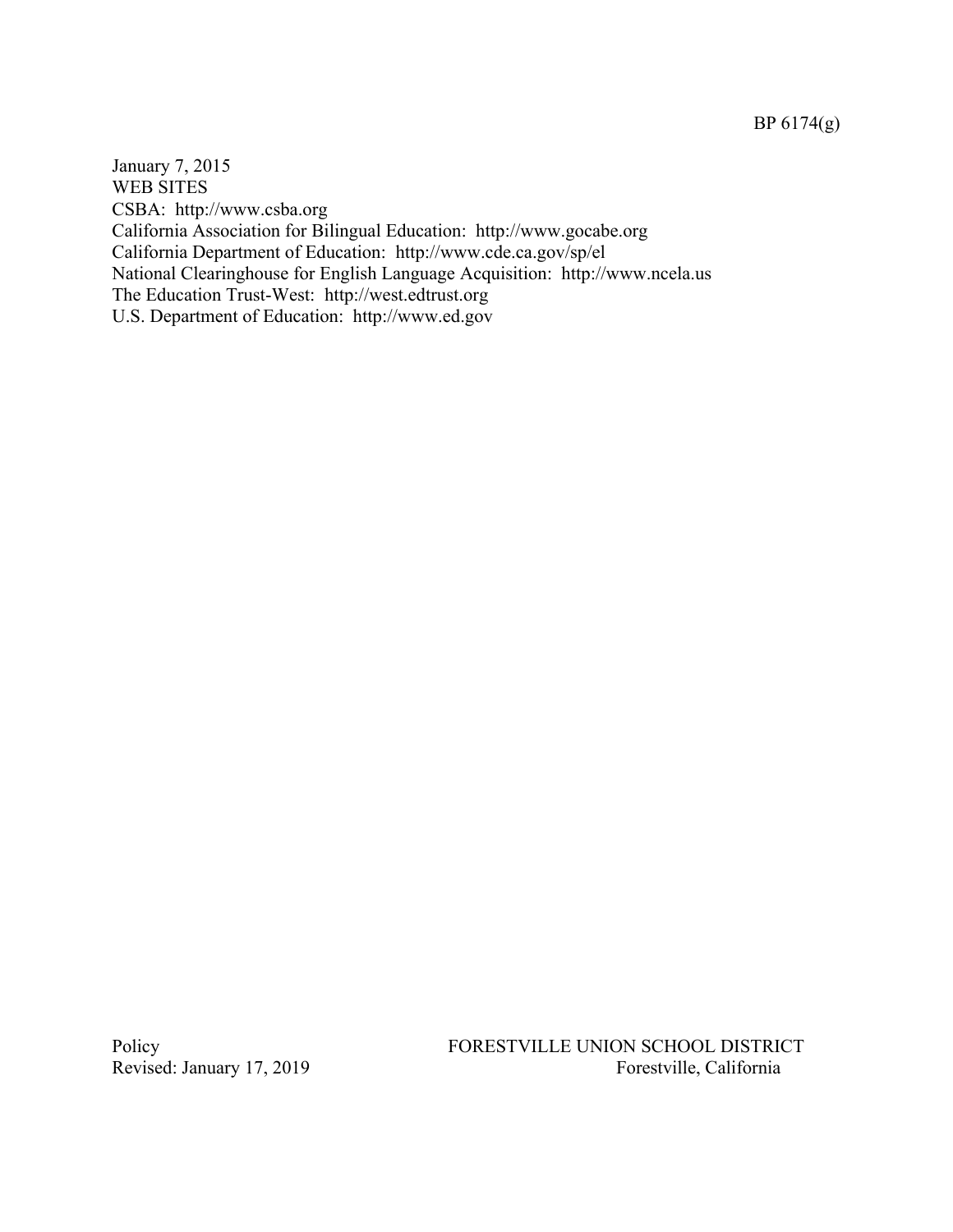January 7, 2015

WEB SITES

CSBA: http://www.csba.org

California Association for Bilingual Education: http://www.gocabe.org

California Department of Education: http://www.cde.ca.gov/sp/el

National Clearinghouse for English Language Acquisition: http://www.ncela.us

The Education Trust-West: http://west.edtrust.org

U.S. Department of Education: http://www.ed.gov

Policy
Revised: January 17, 2019

FORESTVILLE UNION SCHOOL DISTRICT
Forestville, California